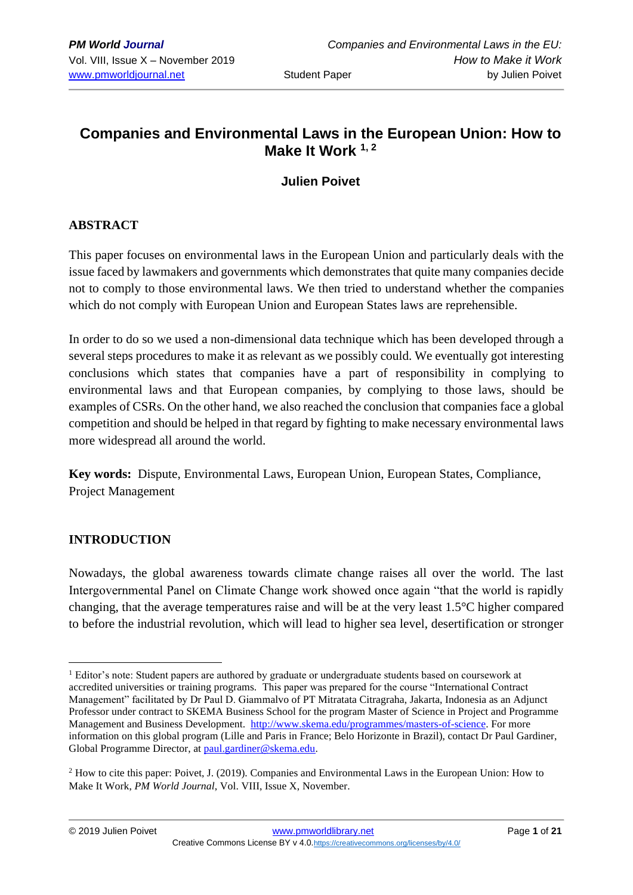# Companies and Environmental Laws in the European Union: How to Make It Work [1, 2]

**Julien Poivet**

## ABSTRACT

This paper focuses on environmental laws in the European Union and particularly deals with the issue faced by lawmakers and governments which demonstrates that quite many companies decide not to comply to those environmental laws. We then tried to understand whether the companies which do not comply with European Union and European States laws are reprehensible.

In order to do so we used a non-dimensional data technique which has been developed through a several steps procedures to make it as relevant as we possibly could. We eventually got interesting conclusions which states that companies have a part of responsibility in complying to environmental laws and that European companies, by complying to those laws, should be examples of CSRs. On the other hand, we also reached the conclusion that companies face a global competition and should be helped in that regard by fighting to make necessary environmental laws more widespread all around the world.

**Key words:** Dispute, Environmental Laws, European Union, European States, Compliance, Project Management

## INTRODUCTION

Nowadays, the global awareness towards climate change raises all over the world. The last Intergovernmental Panel on Climate Change work showed once again "that the world is rapidly changing, that the average temperatures raise and will be at the very least 1.5°C higher compared to before the industrial revolution, which will lead to higher sea level, desertification or stronger

---

[1] Editor's note: Student papers are authored by graduate or undergraduate students based on coursework at accredited universities or training programs. This paper was prepared for the course "International Contract Management" facilitated by Dr Paul D. Giammalvo of PT Mitratata Citragraha, Jakarta, Indonesia as an Adjunct Professor under contract to SKEMA Business School for the program Master of Science in Project and Programme Management and Business Development. http://www.skema.edu/programmes/masters-of-science. For more information on this global program (Lille and Paris in France; Belo Horizonte in Brazil), contact Dr Paul Gardiner, Global Programme Director, at paul.gardiner@skema.edu.

[2] How to cite this paper: Poivet, J. (2019). Companies and Environmental Laws in the European Union: How to Make It Work, *PM World Journal*, Vol. VIII, Issue X, November.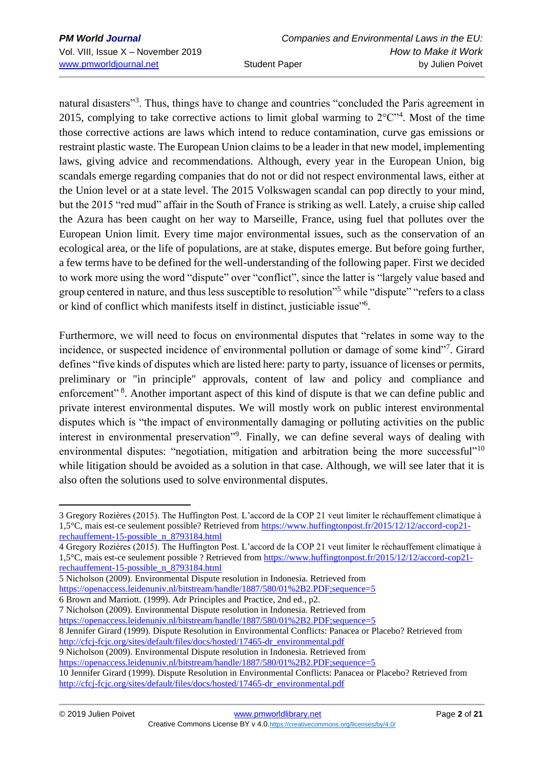natural disasters"[3]. Thus, things have to change and countries "concluded the Paris agreement in 2015, complying to take corrective actions to limit global warming to 2°C"[4]. Most of the time those corrective actions are laws which intend to reduce contamination, curve gas emissions or restraint plastic waste. The European Union claims to be a leader in that new model, implementing laws, giving advice and recommendations. Although, every year in the European Union, big scandals emerge regarding companies that do not or did not respect environmental laws, either at the Union level or at a state level. The 2015 Volkswagen scandal can pop directly to your mind, but the 2015 "red mud" affair in the South of France is striking as well. Lately, a cruise ship called the Azura has been caught on her way to Marseille, France, using fuel that pollutes over the European Union limit. Every time major environmental issues, such as the conservation of an ecological area, or the life of populations, are at stake, disputes emerge. But before going further, a few terms have to be defined for the well-understanding of the following paper. First we decided to work more using the word "dispute" over "conflict", since the latter is "largely value based and group centered in nature, and thus less susceptible to resolution"[5] while "dispute" "refers to a class or kind of conflict which manifests itself in distinct, justiciable issue"[6].

Furthermore, we will need to focus on environmental disputes that "relates in some way to the incidence, or suspected incidence of environmental pollution or damage of some kind"[7]. Girard defines "five kinds of disputes which are listed here: party to party, issuance of licenses or permits, preliminary or "in principle" approvals, content of law and policy and compliance and enforcement" [8]. Another important aspect of this kind of dispute is that we can define public and private interest environmental disputes. We will mostly work on public interest environmental disputes which is "the impact of environmentally damaging or polluting activities on the public interest in environmental preservation"[9]. Finally, we can define several ways of dealing with environmental disputes: "negotiation, mitigation and arbitration being the more successful"[10] while litigation should be avoided as a solution in that case. Although, we will see later that it is also often the solutions used to solve environmental disputes.

---

3 Gregory Rozières (2015). The Huffington Post. L'accord de la COP 21 veut limiter le réchauffement climatique à 1,5°C, mais est-ce seulement possible? Retrieved from https://www.huffingtonpost.fr/2015/12/12/accord-cop21-rechauffement-15-possible_n_8793184.html

4 Gregory Rozières (2015). The Huffington Post. L'accord de la COP 21 veut limiter le réchauffement climatique à 1,5°C, mais est-ce seulement possible ? Retrieved from https://www.huffingtonpost.fr/2015/12/12/accord-cop21-rechauffement-15-possible_n_8793184.html

5 Nicholson (2009). Environmental Dispute resolution in Indonesia. Retrieved from https://openaccess.leidenuniv.nl/bitstream/handle/1887/580/01%2B2.PDF;sequence=5

6 Brown and Marriott. (1999). Adr Principles and Practice, 2nd ed., p2.

7 Nicholson (2009). Environmental Dispute resolution in Indonesia. Retrieved from https://openaccess.leidenuniv.nl/bitstream/handle/1887/580/01%2B2.PDF;sequence=5

8 Jennifer Girard (1999). Dispute Resolution in Environmental Conflicts: Panacea or Placebo? Retrieved from http://cfcj-fcjc.org/sites/default/files/docs/hosted/17465-dr_environmental.pdf

9 Nicholson (2009). Environmental Dispute resolution in Indonesia. Retrieved from https://openaccess.leidenuniv.nl/bitstream/handle/1887/580/01%2B2.PDF;sequence=5

10 Jennifer Girard (1999). Dispute Resolution in Environmental Conflicts: Panacea or Placebo? Retrieved from http://cfcj-fcjc.org/sites/default/files/docs/hosted/17465-dr_environmental.pdf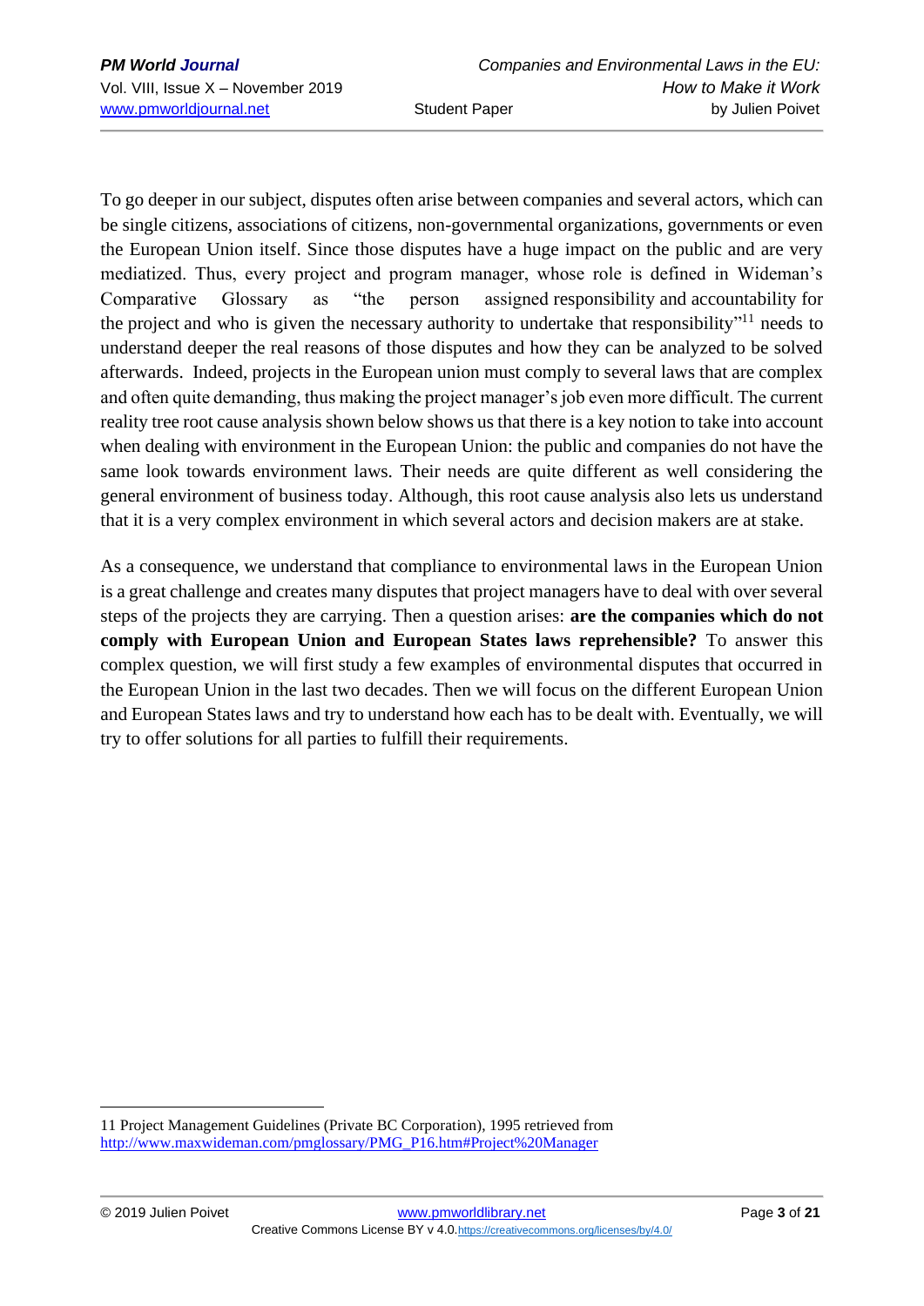To go deeper in our subject, disputes often arise between companies and several actors, which can be single citizens, associations of citizens, non-governmental organizations, governments or even the European Union itself. Since those disputes have a huge impact on the public and are very mediatized. Thus, every project and program manager, whose role is defined in Wideman's Comparative Glossary as "the person assigned responsibility and accountability for the project and who is given the necessary authority to undertake that responsibility"[11] needs to understand deeper the real reasons of those disputes and how they can be analyzed to be solved afterwards. Indeed, projects in the European union must comply to several laws that are complex and often quite demanding, thus making the project manager's job even more difficult. The current reality tree root cause analysis shown below shows us that there is a key notion to take into account when dealing with environment in the European Union: the public and companies do not have the same look towards environment laws. Their needs are quite different as well considering the general environment of business today. Although, this root cause analysis also lets us understand that it is a very complex environment in which several actors and decision makers are at stake.

As a consequence, we understand that compliance to environmental laws in the European Union is a great challenge and creates many disputes that project managers have to deal with over several steps of the projects they are carrying. Then a question arises: **are the companies which do not comply with European Union and European States laws reprehensible?** To answer this complex question, we will first study a few examples of environmental disputes that occurred in the European Union in the last two decades. Then we will focus on the different European Union and European States laws and try to understand how each has to be dealt with. Eventually, we will try to offer solutions for all parties to fulfill their requirements.

---

11 Project Management Guidelines (Private BC Corporation), 1995 retrieved from http://www.maxwideman.com/pmglossary/PMG_P16.htm#Project%20Manager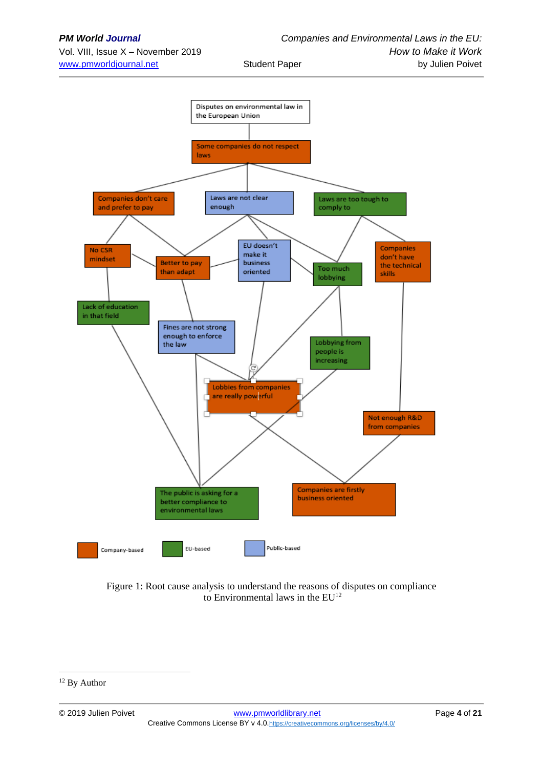Disputes on environmental law in the European Union

Some companies do not respect laws

Companies don't care and prefer to pay

Laws are not clear enough

Laws are too tough to comply to

No CSR mindset

Better to pay than adapt

EU doesn't make it business oriented

Too much lobbying

Companies don't have the technical skills

Lack of education in that field

Fines are not strong enough to enforce the law

Lobbying from people is increasing

Lobbies from companies are really powerful

Not enough R&D from companies

The public is asking for a better compliance to environmental laws

Companies are firstly business oriented

Company-based | EU-based | Public-based

Figure 1: Root cause analysis to understand the reasons of disputes on compliance to Environmental laws in the EU[12]

---

[12] By Author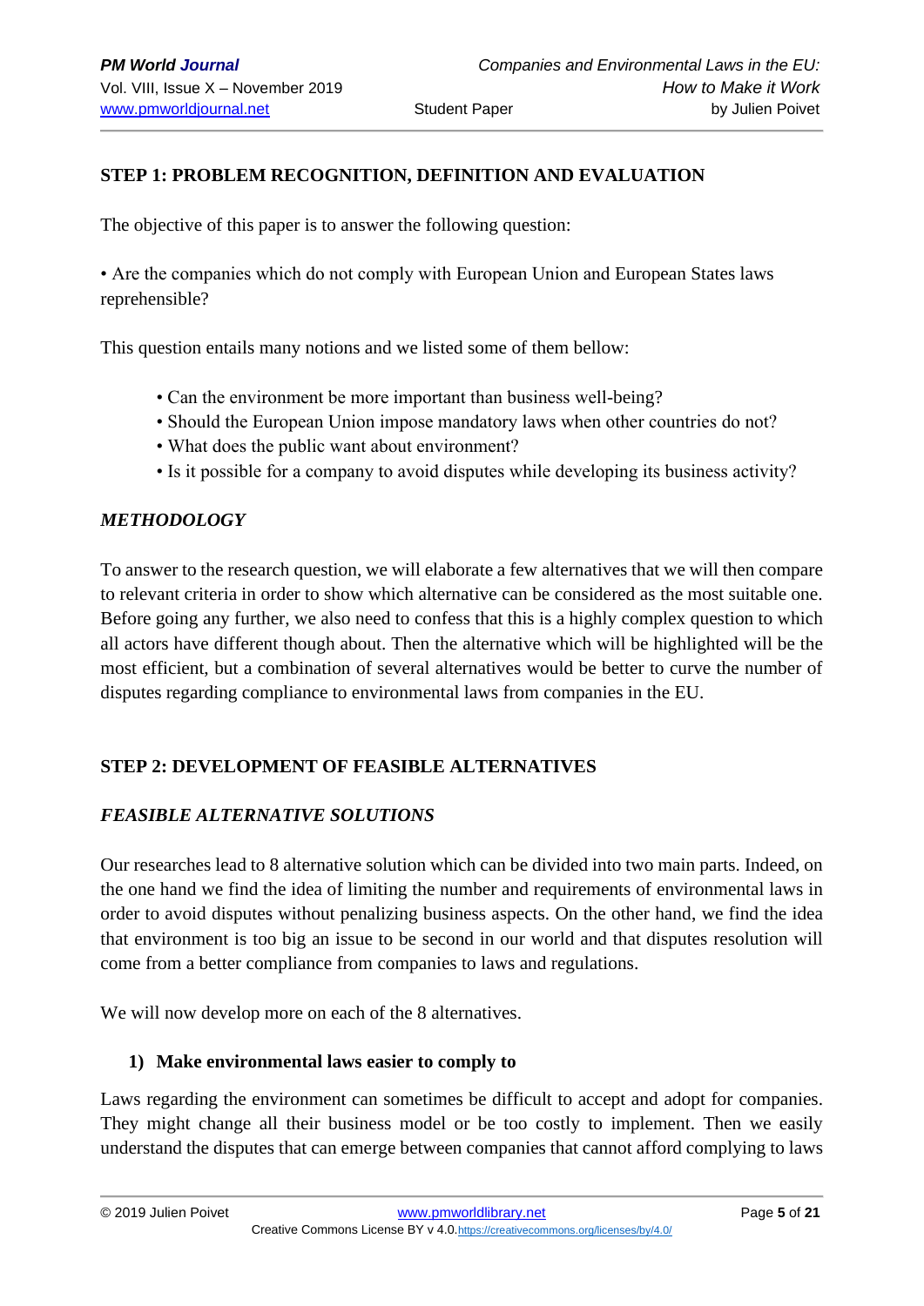## STEP 1: PROBLEM RECOGNITION, DEFINITION AND EVALUATION

The objective of this paper is to answer the following question:

• Are the companies which do not comply with European Union and European States laws reprehensible?

This question entails many notions and we listed some of them bellow:

- Can the environment be more important than business well-being?
- Should the European Union impose mandatory laws when other countries do not?
- What does the public want about environment?
- Is it possible for a company to avoid disputes while developing its business activity?

### *METHODOLOGY*

To answer to the research question, we will elaborate a few alternatives that we will then compare to relevant criteria in order to show which alternative can be considered as the most suitable one. Before going any further, we also need to confess that this is a highly complex question to which all actors have different though about. Then the alternative which will be highlighted will be the most efficient, but a combination of several alternatives would be better to curve the number of disputes regarding compliance to environmental laws from companies in the EU.

## STEP 2: DEVELOPMENT OF FEASIBLE ALTERNATIVES

### *FEASIBLE ALTERNATIVE SOLUTIONS*

Our researches lead to 8 alternative solution which can be divided into two main parts. Indeed, on the one hand we find the idea of limiting the number and requirements of environmental laws in order to avoid disputes without penalizing business aspects. On the other hand, we find the idea that environment is too big an issue to be second in our world and that disputes resolution will come from a better compliance from companies to laws and regulations.

We will now develop more on each of the 8 alternatives.

**1) Make environmental laws easier to comply to**

Laws regarding the environment can sometimes be difficult to accept and adopt for companies. They might change all their business model or be too costly to implement. Then we easily understand the disputes that can emerge between companies that cannot afford complying to laws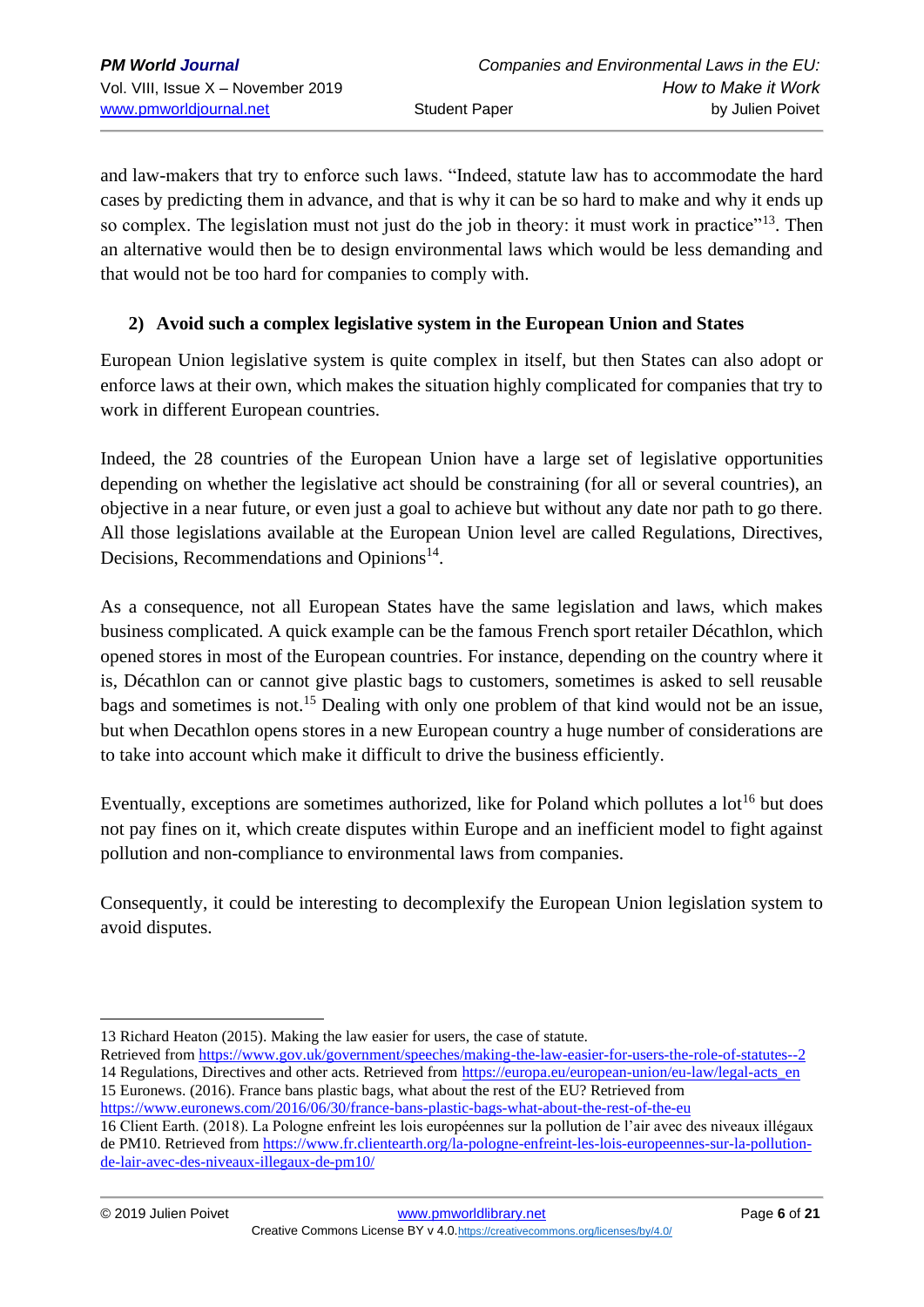and law-makers that try to enforce such laws. "Indeed, statute law has to accommodate the hard cases by predicting them in advance, and that is why it can be so hard to make and why it ends up so complex. The legislation must not just do the job in theory: it must work in practice"[13]. Then an alternative would then be to design environmental laws which would be less demanding and that would not be too hard for companies to comply with.

## 2) Avoid such a complex legislative system in the European Union and States

European Union legislative system is quite complex in itself, but then States can also adopt or enforce laws at their own, which makes the situation highly complicated for companies that try to work in different European countries.

Indeed, the 28 countries of the European Union have a large set of legislative opportunities depending on whether the legislative act should be constraining (for all or several countries), an objective in a near future, or even just a goal to achieve but without any date nor path to go there. All those legislations available at the European Union level are called Regulations, Directives, Decisions, Recommendations and Opinions[14].

As a consequence, not all European States have the same legislation and laws, which makes business complicated. A quick example can be the famous French sport retailer Décathlon, which opened stores in most of the European countries. For instance, depending on the country where it is, Décathlon can or cannot give plastic bags to customers, sometimes is asked to sell reusable bags and sometimes is not.[15] Dealing with only one problem of that kind would not be an issue, but when Decathlon opens stores in a new European country a huge number of considerations are to take into account which make it difficult to drive the business efficiently.

Eventually, exceptions are sometimes authorized, like for Poland which pollutes a lot[16] but does not pay fines on it, which create disputes within Europe and an inefficient model to fight against pollution and non-compliance to environmental laws from companies.

Consequently, it could be interesting to decomplexify the European Union legislation system to avoid disputes.

---

13 Richard Heaton (2015). Making the law easier for users, the case of statute. Retrieved from https://www.gov.uk/government/speeches/making-the-law-easier-for-users-the-role-of-statutes--2

14 Regulations, Directives and other acts. Retrieved from https://europa.eu/european-union/eu-law/legal-acts_en

15 Euronews. (2016). France bans plastic bags, what about the rest of the EU? Retrieved from https://www.euronews.com/2016/06/30/france-bans-plastic-bags-what-about-the-rest-of-the-eu

16 Client Earth. (2018). La Pologne enfreint les lois européennes sur la pollution de l'air avec des niveaux illégaux de PM10. Retrieved from https://www.fr.clientearth.org/la-pologne-enfreint-les-lois-europeennes-sur-la-pollution-de-lair-avec-des-niveaux-illegaux-de-pm10/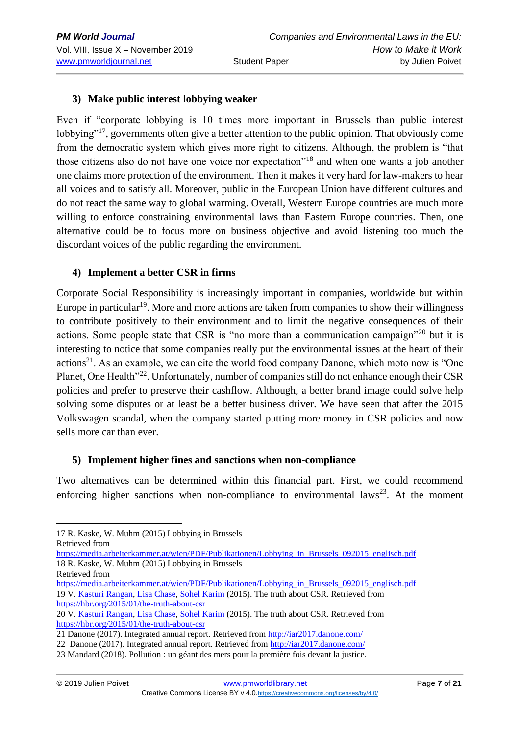### 3) Make public interest lobbying weaker

Even if "corporate lobbying is 10 times more important in Brussels than public interest lobbying"[17], governments often give a better attention to the public opinion. That obviously come from the democratic system which gives more right to citizens. Although, the problem is "that those citizens also do not have one voice nor expectation"[18] and when one wants a job another one claims more protection of the environment. Then it makes it very hard for law-makers to hear all voices and to satisfy all. Moreover, public in the European Union have different cultures and do not react the same way to global warming. Overall, Western Europe countries are much more willing to enforce constraining environmental laws than Eastern Europe countries. Then, one alternative could be to focus more on business objective and avoid listening too much the discordant voices of the public regarding the environment.

### 4) Implement a better CSR in firms

Corporate Social Responsibility is increasingly important in companies, worldwide but within Europe in particular[19]. More and more actions are taken from companies to show their willingness to contribute positively to their environment and to limit the negative consequences of their actions. Some people state that CSR is "no more than a communication campaign"[20] but it is interesting to notice that some companies really put the environmental issues at the heart of their actions[21]. As an example, we can cite the world food company Danone, which moto now is "One Planet, One Health"[22]. Unfortunately, number of companies still do not enhance enough their CSR policies and prefer to preserve their cashflow. Although, a better brand image could solve help solving some disputes or at least be a better business driver. We have seen that after the 2015 Volkswagen scandal, when the company started putting more money in CSR policies and now sells more car than ever.

### 5) Implement higher fines and sanctions when non-compliance

Two alternatives can be determined within this financial part. First, we could recommend enforcing higher sanctions when non-compliance to environmental laws[23]. At the moment

---

17 R. Kaske, W. Muhm (2015) Lobbying in Brussels
Retrieved from
https://media.arbeiterkammer.at/wien/PDF/Publikationen/Lobbying_in_Brussels_092015_englisch.pdf

18 R. Kaske, W. Muhm (2015) Lobbying in Brussels
Retrieved from
https://media.arbeiterkammer.at/wien/PDF/Publikationen/Lobbying_in_Brussels_092015_englisch.pdf

19 V. Kasturi Rangan, Lisa Chase, Sohel Karim (2015). The truth about CSR. Retrieved from https://hbr.org/2015/01/the-truth-about-csr

20 V. Kasturi Rangan, Lisa Chase, Sohel Karim (2015). The truth about CSR. Retrieved from https://hbr.org/2015/01/the-truth-about-csr

21 Danone (2017). Integrated annual report. Retrieved from http://iar2017.danone.com/

22 Danone (2017). Integrated annual report. Retrieved from http://iar2017.danone.com/

23 Mandard (2018). Pollution : un géant des mers pour la première fois devant la justice.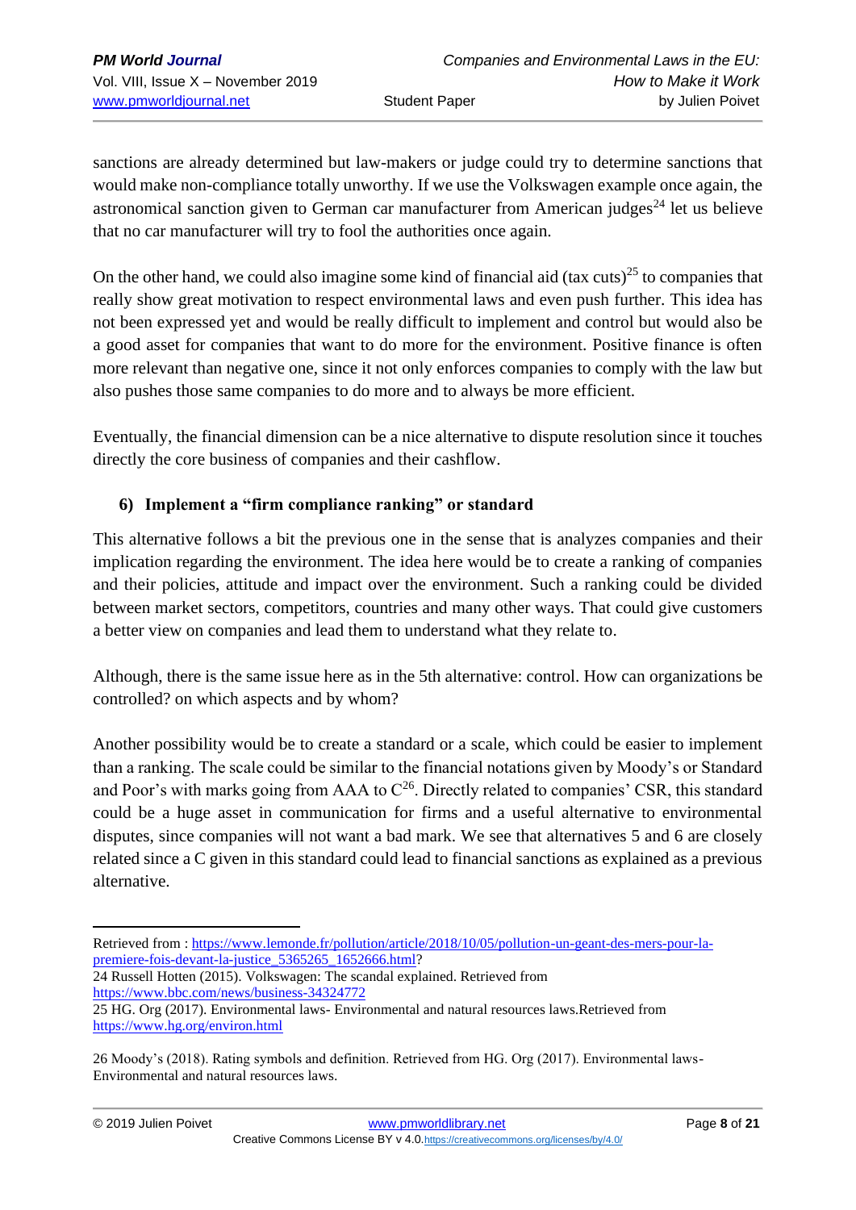sanctions are already determined but law-makers or judge could try to determine sanctions that would make non-compliance totally unworthy. If we use the Volkswagen example once again, the astronomical sanction given to German car manufacturer from American judges[24] let us believe that no car manufacturer will try to fool the authorities once again.

On the other hand, we could also imagine some kind of financial aid (tax cuts)[25] to companies that really show great motivation to respect environmental laws and even push further. This idea has not been expressed yet and would be really difficult to implement and control but would also be a good asset for companies that want to do more for the environment. Positive finance is often more relevant than negative one, since it not only enforces companies to comply with the law but also pushes those same companies to do more and to always be more efficient.

Eventually, the financial dimension can be a nice alternative to dispute resolution since it touches directly the core business of companies and their cashflow.

### 6) Implement a "firm compliance ranking" or standard

This alternative follows a bit the previous one in the sense that is analyzes companies and their implication regarding the environment. The idea here would be to create a ranking of companies and their policies, attitude and impact over the environment. Such a ranking could be divided between market sectors, competitors, countries and many other ways. That could give customers a better view on companies and lead them to understand what they relate to.

Although, there is the same issue here as in the 5th alternative: control. How can organizations be controlled? on which aspects and by whom?

Another possibility would be to create a standard or a scale, which could be easier to implement than a ranking. The scale could be similar to the financial notations given by Moody's or Standard and Poor's with marks going from AAA to C[26]. Directly related to companies' CSR, this standard could be a huge asset in communication for firms and a useful alternative to environmental disputes, since companies will not want a bad mark. We see that alternatives 5 and 6 are closely related since a C given in this standard could lead to financial sanctions as explained as a previous alternative.

---

Retrieved from : https://www.lemonde.fr/pollution/article/2018/10/05/pollution-un-geant-des-mers-pour-la-premiere-fois-devant-la-justice_5365265_1652666.html?

24 Russell Hotten (2015). Volkswagen: The scandal explained. Retrieved from https://www.bbc.com/news/business-34324772

25 HG. Org (2017). Environmental laws- Environmental and natural resources laws.Retrieved from https://www.hg.org/environ.html

26 Moody's (2018). Rating symbols and definition. Retrieved from HG. Org (2017). Environmental laws-Environmental and natural resources laws.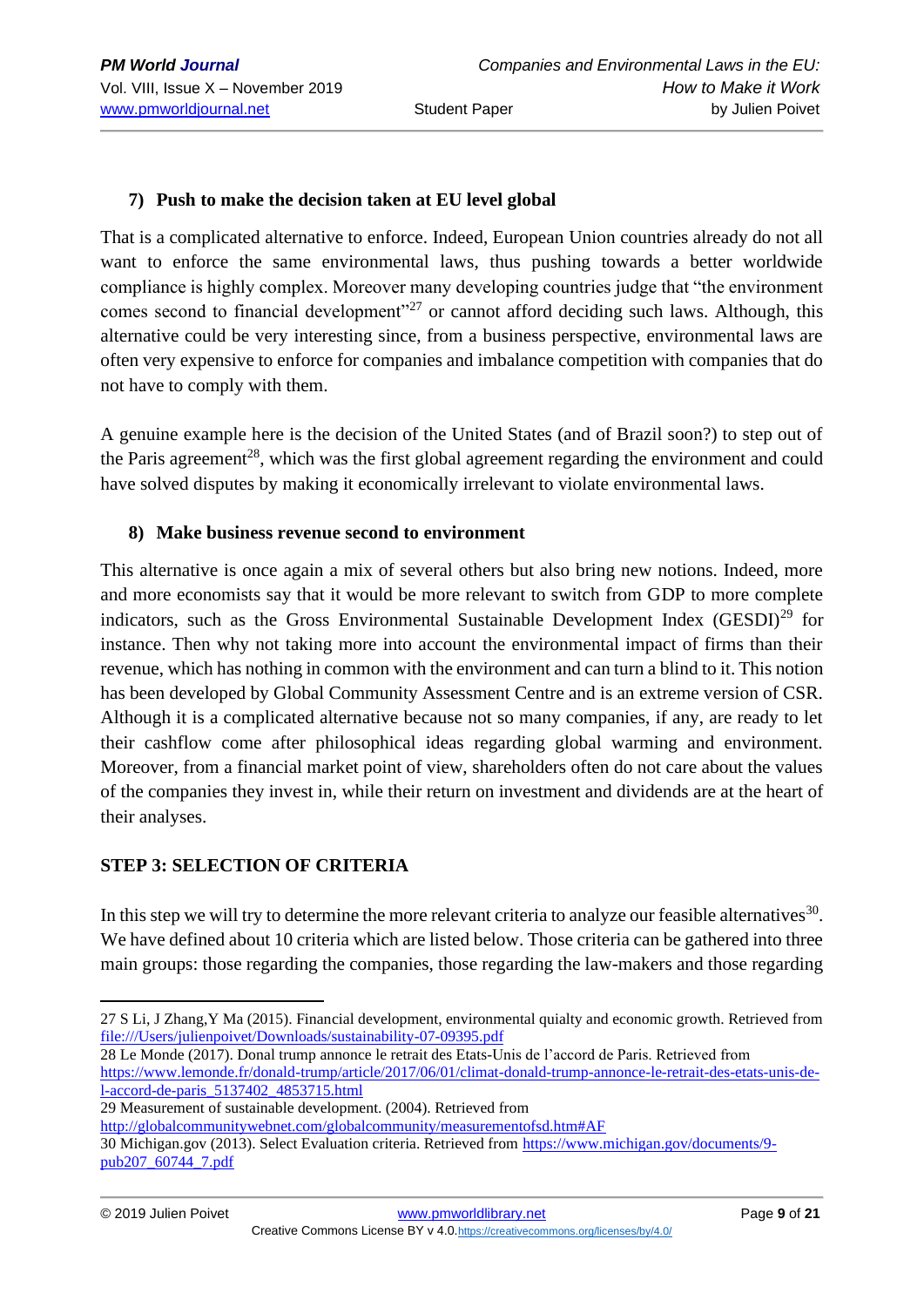### 7) Push to make the decision taken at EU level global

That is a complicated alternative to enforce. Indeed, European Union countries already do not all want to enforce the same environmental laws, thus pushing towards a better worldwide compliance is highly complex. Moreover many developing countries judge that "the environment comes second to financial development"[27] or cannot afford deciding such laws. Although, this alternative could be very interesting since, from a business perspective, environmental laws are often very expensive to enforce for companies and imbalance competition with companies that do not have to comply with them.

A genuine example here is the decision of the United States (and of Brazil soon?) to step out of the Paris agreement[28], which was the first global agreement regarding the environment and could have solved disputes by making it economically irrelevant to violate environmental laws.

### 8) Make business revenue second to environment

This alternative is once again a mix of several others but also bring new notions. Indeed, more and more economists say that it would be more relevant to switch from GDP to more complete indicators, such as the Gross Environmental Sustainable Development Index (GESDI)[29] for instance. Then why not taking more into account the environmental impact of firms than their revenue, which has nothing in common with the environment and can turn a blind to it. This notion has been developed by Global Community Assessment Centre and is an extreme version of CSR. Although it is a complicated alternative because not so many companies, if any, are ready to let their cashflow come after philosophical ideas regarding global warming and environment. Moreover, from a financial market point of view, shareholders often do not care about the values of the companies they invest in, while their return on investment and dividends are at the heart of their analyses.

## STEP 3: SELECTION OF CRITERIA

In this step we will try to determine the more relevant criteria to analyze our feasible alternatives[30]. We have defined about 10 criteria which are listed below. Those criteria can be gathered into three main groups: those regarding the companies, those regarding the law-makers and those regarding

---

27 S Li, J Zhang,Y Ma (2015). Financial development, environmental quialty and economic growth. Retrieved from file:///Users/julienpoivet/Downloads/sustainability-07-09395.pdf

28 Le Monde (2017). Donal trump annonce le retrait des Etats-Unis de l'accord de Paris. Retrieved from https://www.lemonde.fr/donald-trump/article/2017/06/01/climat-donald-trump-annonce-le-retrait-des-etats-unis-de-l-accord-de-paris_5137402_4853715.html

29 Measurement of sustainable development. (2004). Retrieved from http://globalcommunitywebnet.com/globalcommunity/measurementofsd.htm#AF

30 Michigan.gov (2013). Select Evaluation criteria. Retrieved from https://www.michigan.gov/documents/9-pub207_60744_7.pdf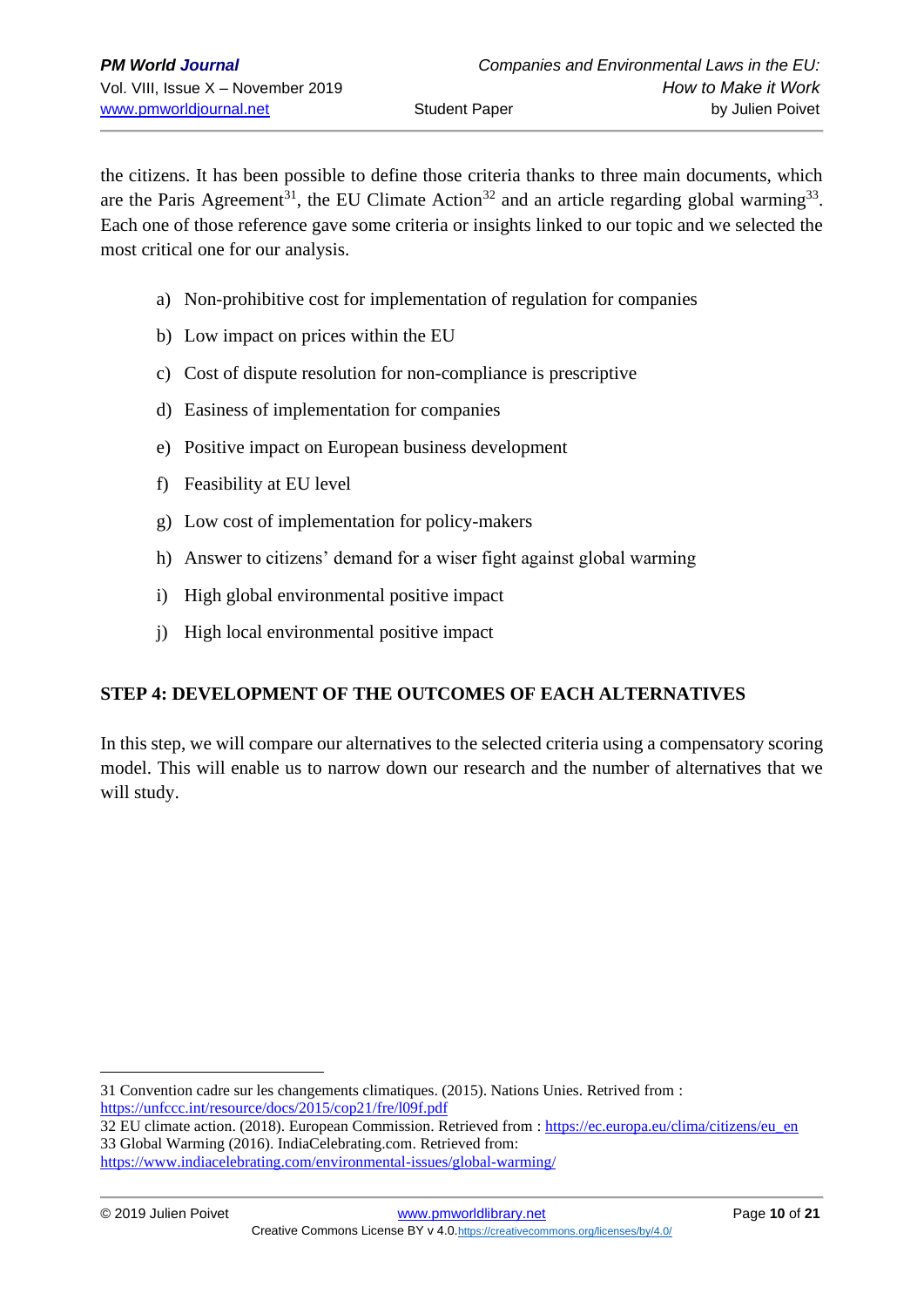the citizens. It has been possible to define those criteria thanks to three main documents, which are the Paris Agreement[31], the EU Climate Action[32] and an article regarding global warming[33]. Each one of those reference gave some criteria or insights linked to our topic and we selected the most critical one for our analysis.

a) Non-prohibitive cost for implementation of regulation for companies
b) Low impact on prices within the EU
c) Cost of dispute resolution for non-compliance is prescriptive
d) Easiness of implementation for companies
e) Positive impact on European business development
f) Feasibility at EU level
g) Low cost of implementation for policy-makers
h) Answer to citizens' demand for a wiser fight against global warming
i) High global environmental positive impact
j) High local environmental positive impact

## STEP 4: DEVELOPMENT OF THE OUTCOMES OF EACH ALTERNATIVES

In this step, we will compare our alternatives to the selected criteria using a compensatory scoring model. This will enable us to narrow down our research and the number of alternatives that we will study.

---

31 Convention cadre sur les changements climatiques. (2015). Nations Unies. Retrived from : https://unfccc.int/resource/docs/2015/cop21/fre/l09f.pdf

32 EU climate action. (2018). European Commission. Retrieved from : https://ec.europa.eu/clima/citizens/eu_en

33 Global Warming (2016). IndiaCelebrating.com. Retrieved from: https://www.indiacelebrating.com/environmental-issues/global-warming/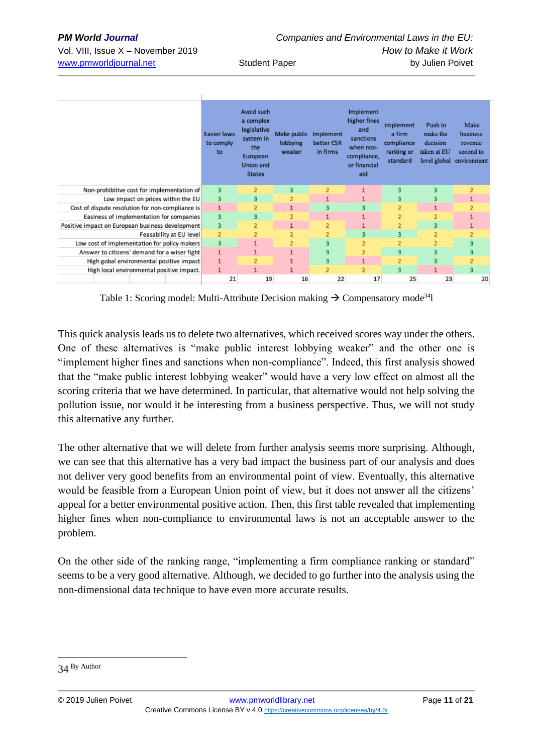| | Easier laws to comply to | Avoid such a complex legislative system in the European Union and States | Make public lobbying weaker | Implement better CSR in firms | Implement higher fines and sanctions when non-compliance, or financial aid | implement a firm compliance ranking or standard | Push to make the decision taken at EU level global | Make business revenue second to environment |
|---|---|---|---|---|---|---|---|---|
| Non-prohibitive cost for implementation of | 3 | 2 | 3 | 2 | 1 | 3 | 3 | 2 |
| Low impact on prices within the EU | 3 | 3 | 2 | 1 | 1 | 3 | 3 | 1 |
| Cost of dispute resolution for non-compliance is | 1 | 2 | 1 | 3 | 3 | 2 | 1 | 2 |
| Easiness of implementation for companies | 3 | 3 | 2 | 1 | 1 | 2 | 2 | 1 |
| Positive impact on European business development | 3 | 2 | 1 | 2 | 1 | 2 | 3 | 1 |
| Feasability at EU level | 2 | 2 | 2 | 2 | 3 | 3 | 2 | 2 |
| Low cost of implementation for policy makers | 3 | 1 | 2 | 3 | 2 | 2 | 2 | 3 |
| Answer to citizens' demand for a wiser fight | 1 | 1 | 1 | 3 | 2 | 3 | 3 | 3 |
| High gobal environmental positive impact | 1 | 2 | 1 | 3 | 1 | 2 | 3 | 2 |
| High local environmental positive impact. | 1 | 1 | 1 | 2 | 2 | 3 | 1 | 3 |
| | 21 | 19 | 16 | 22 | 17 | 25 | 23 | 20 |

Table 1: Scoring model: Multi-Attribute Decision making → Compensatory mode[34]l

This quick analysis leads us to delete two alternatives, which received scores way under the others. One of these alternatives is "make public interest lobbying weaker" and the other one is "implement higher fines and sanctions when non-compliance". Indeed, this first analysis showed that the "make public interest lobbying weaker" would have a very low effect on almost all the scoring criteria that we have determined. In particular, that alternative would not help solving the pollution issue, nor would it be interesting from a business perspective. Thus, we will not study this alternative any further.

The other alternative that we will delete from further analysis seems more surprising. Although, we can see that this alternative has a very bad impact the business part of our analysis and does not deliver very good benefits from an environmental point of view. Eventually, this alternative would be feasible from a European Union point of view, but it does not answer all the citizens' appeal for a better environmental positive action. Then, this first table revealed that implementing higher fines when non-compliance to environmental laws is not an acceptable answer to the problem.

On the other side of the ranking range, "implementing a firm compliance ranking or standard" seems to be a very good alternative. Although, we decided to go further into the analysis using the non-dimensional data technique to have even more accurate results.

34 By Author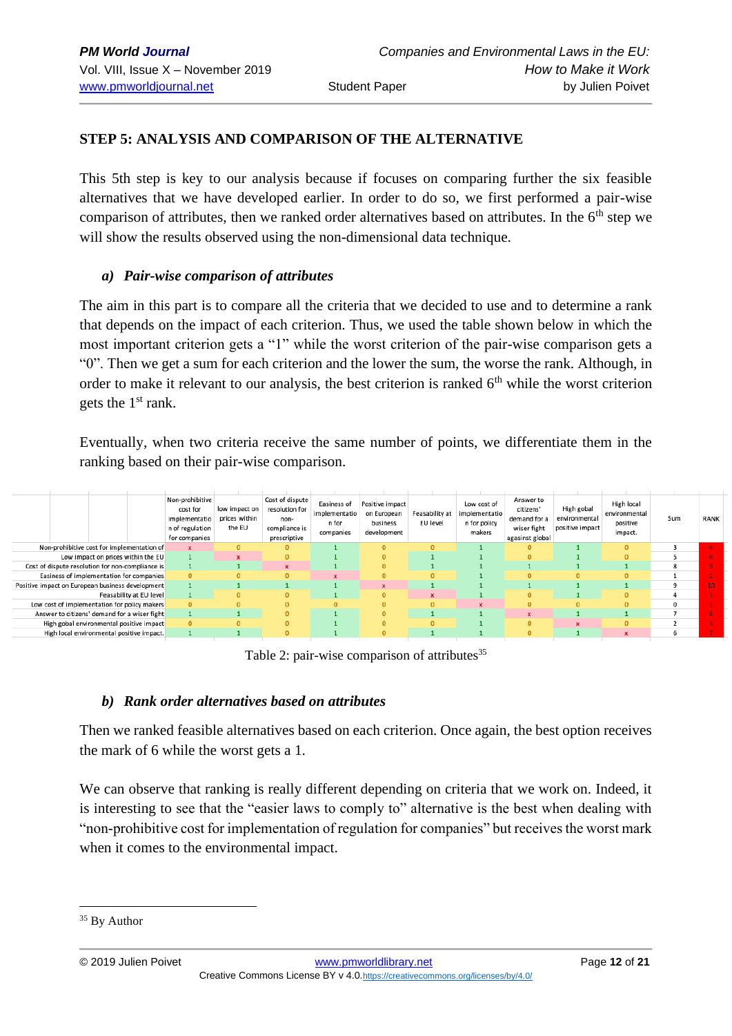## STEP 5: ANALYSIS AND COMPARISON OF THE ALTERNATIVE

This 5th step is key to our analysis because if focuses on comparing further the six feasible alternatives that we have developed earlier. In order to do so, we first performed a pair-wise comparison of attributes, then we ranked order alternatives based on attributes. In the 6th step we will show the results observed using the non-dimensional data technique.

### *a) Pair-wise comparison of attributes*

The aim in this part is to compare all the criteria that we decided to use and to determine a rank that depends on the impact of each criterion. Thus, we used the table shown below in which the most important criterion gets a "1" while the worst criterion of the pair-wise comparison gets a "0". Then we get a sum for each criterion and the lower the sum, the worse the rank. Although, in order to make it relevant to our analysis, the best criterion is ranked 6th while the worst criterion gets the 1st rank.

Eventually, when two criteria receive the same number of points, we differentiate them in the ranking based on their pair-wise comparison.

| | Non-prohibitive cost for implementation of regulation for companies | low impact on prices within the EU | Cost of dispute resolution for non-compliance is prescriptive | Easiness of implementation for companies | Positive impact on European business development | Feasability at EU level | Low cost of implementation for policy makers | Answer to citizens' demand for a wiser fight against global | High gobal environmental positive impact | High local environmental positive impact. | Sum | RANK |
|---|---|---|---|---|---|---|---|---|---|---|---|---|
| Non-prohibitive cost for implementation of | x | 0 | 0 | 1 | 0 | 0 | 1 | 0 | 1 | 0 | 3 | 4 |
| Low impact on prices within the EU | 1 | x | 0 | 1 | 0 | 1 | 1 | 0 | 1 | 0 | 5 | 6 |
| Cost of dispute resolution for non-compliance is | 1 | 1 | x | 1 | 0 | 1 | 1 | 1 | 1 | 1 | 8 | 9 |
| Easiness of implementation for companies | 0 | 0 | 0 | x | 0 | 0 | 1 | 0 | 0 | 0 | 1 | 2 |
| Positive impact on European business development | 1 | 1 | 1 | 1 | x | 1 | 1 | 1 | 1 | 1 | 9 | 10 |
| Feasability at EU level | 1 | 0 | 0 | 1 | 0 | x | 1 | 0 | 1 | 0 | 4 | 5 |
| Low cost of implementation for policy makers | 0 | 0 | 0 | 0 | 0 | 0 | x | 0 | 0 | 0 | 0 | 1 |
| Answer to citizens' demand for a wiser fight | 1 | 1 | 0 | 1 | 0 | 1 | 1 | x | 1 | 1 | 7 | 8 |
| High gobal environmental positive impact | 0 | 0 | 0 | 1 | 0 | 0 | 1 | 0 | x | 0 | 2 | 3 |
| High local environmental positive impact. | 1 | 1 | 0 | 1 | 0 | 1 | 1 | 0 | 1 | x | 6 | 7 |

Table 2: pair-wise comparison of attributes[35]

### *b) Rank order alternatives based on attributes*

Then we ranked feasible alternatives based on each criterion. Once again, the best option receives the mark of 6 while the worst gets a 1.

We can observe that ranking is really different depending on criteria that we work on. Indeed, it is interesting to see that the "easier laws to comply to" alternative is the best when dealing with "non-prohibitive cost for implementation of regulation for companies" but receives the worst mark when it comes to the environmental impact.

---

[35] By Author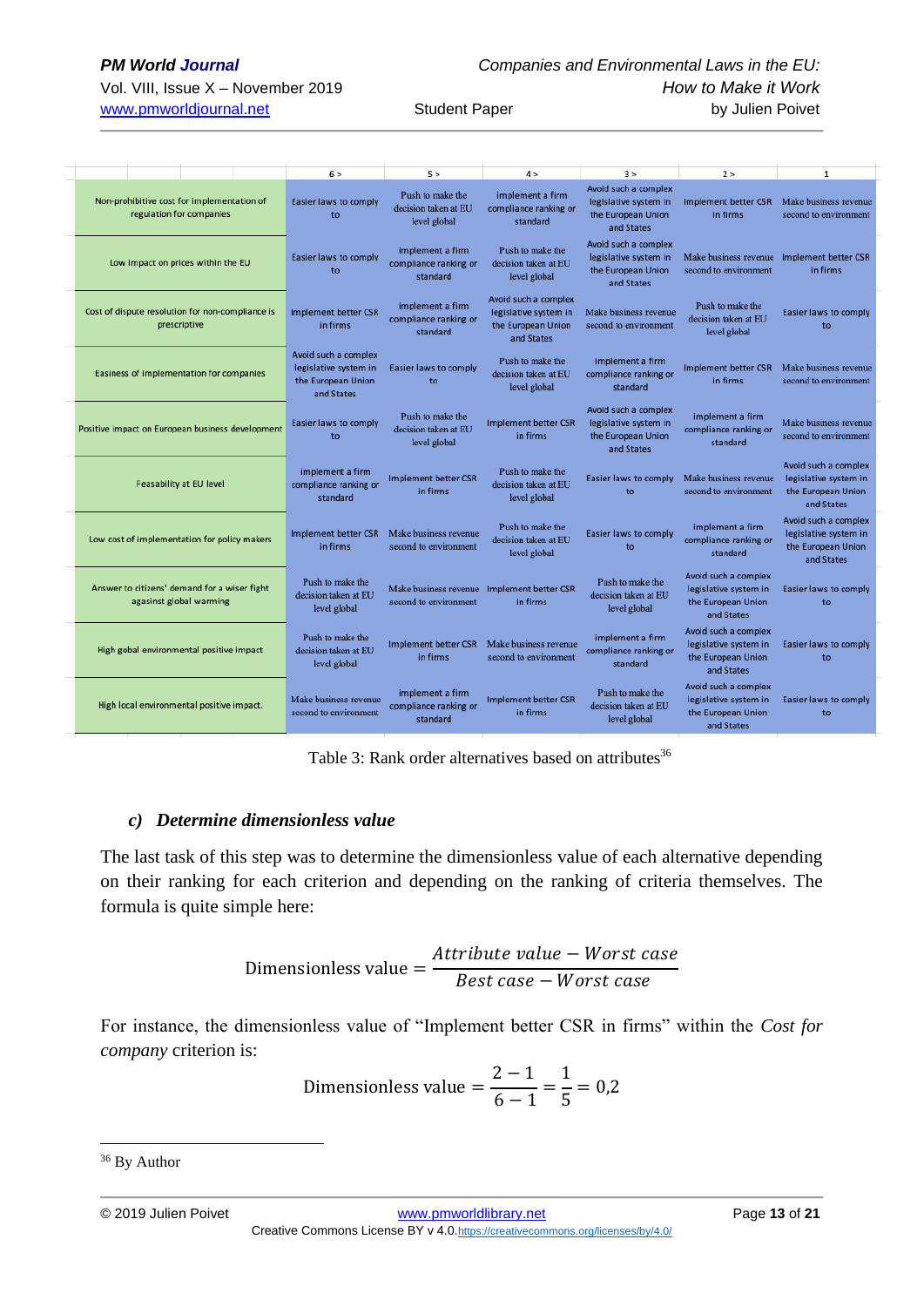| | 6 > | 5 > | 4 > | 3 > | 2 > | 1 |
|---|---|---|---|---|---|---|
| Non-prohibitive cost for implementation of regulation for companies | Easier laws to comply to | Push to make the decision taken at EU level global | implement a firm compliance ranking or standard | Avoid such a complex legislative system in the European Union and States | Implement better CSR in firms | Make business revenue second to environment |
| Low impact on prices within the EU | Easier laws to comply to | implement a firm compliance ranking or standard | Push to make the decision taken at EU level global | Avoid such a complex legislative system in the European Union and States | Make business revenue second to environment | Implement better CSR in firms |
| Cost of dispute resolution for non-compliance is prescriptive | Implement better CSR in firms | implement a firm compliance ranking or standard | Avoid such a complex legislative system in the European Union and States | Make business revenue second to environment | Push to make the decision taken at EU level global | Easier laws to comply to |
| Easiness of implementation for companies | Avoid such a complex legislative system in the European Union and States | Easier laws to comply to | Push to make the decision taken at EU level global | implement a firm compliance ranking or standard | Implement better CSR in firms | Make business revenue second to environment |
| Positive impact on European business development | Easier laws to comply to | Push to make the decision taken at EU level global | Implement better CSR in firms | Avoid such a complex legislative system in the European Union and States | implement a firm compliance ranking or standard | Make business revenue second to environment |
| Feasability at EU level | implement a firm compliance ranking or standard | Implement better CSR in firms | Push to make the decision taken at EU level global | Easier laws to comply to | Make business revenue second to environment | Avoid such a complex legislative system in the European Union and States |
| Low cost of implementation for policy makers | Implement better CSR in firms | Make business revenue second to environment | Push to make the decision taken at EU level global | Easier laws to comply to | implement a firm compliance ranking or standard | Avoid such a complex legislative system in the European Union and States |
| Answer to citizens' demand for a wiser fight agasinst global warming | Push to make the decision taken at EU level global | Make business revenue second to environment | Implement better CSR in firms | Push to make the decision taken at EU level global | Avoid such a complex legislative system in the European Union and States | Easier laws to comply to |
| High gobal environmental positive impact | Push to make the decision taken at EU level global | Implement better CSR in firms | Make business revenue second to environment | implement a firm compliance ranking or standard | Avoid such a complex legislative system in the European Union and States | Easier laws to comply to |
| High local environmental positive impact. | Make business revenue second to environment | implement a firm compliance ranking or standard | Implement better CSR in firms | Push to make the decision taken at EU level global | Avoid such a complex legislative system in the European Union and States | Easier laws to comply to |

Table 3: Rank order alternatives based on attributes[36]

### c) *Determine dimensionless value*

The last task of this step was to determine the dimensionless value of each alternative depending on their ranking for each criterion and depending on the ranking of criteria themselves. The formula is quite simple here:

$$\text{Dimensionless value} = \frac{Attribute\ value - Worst\ case}{Best\ case - Worst\ case}$$

For instance, the dimensionless value of "Implement better CSR in firms" within the *Cost for company* criterion is:

$$\text{Dimensionless value} = \frac{2-1}{6-1} = \frac{1}{5} = 0{,}2$$

[36] By Author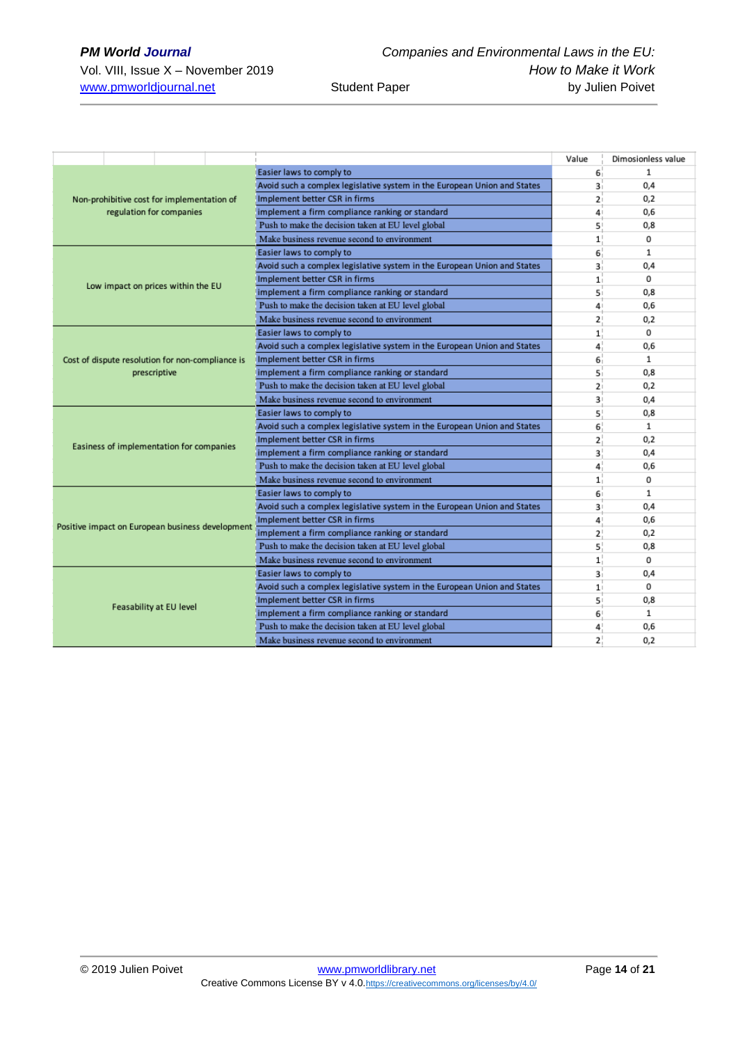| Criterion | Option | Value | Dimosionless value |
|---|---|---|---|
| Non-prohibitive cost for implementation of regulation for companies | Easier laws to comply to | 6 | 1 |
| | Avoid such a complex legislative system in the European Union and States | 3 | 0,4 |
| | Implement better CSR in firms | 2 | 0,2 |
| | implement a firm compliance ranking or standard | 4 | 0,6 |
| | Push to make the decision taken at EU level global | 5 | 0,8 |
| | Make business revenue second to environment | 1 | 0 |
| Low impact on prices within the EU | Easier laws to comply to | 6 | 1 |
| | Avoid such a complex legislative system in the European Union and States | 3 | 0,4 |
| | Implement better CSR in firms | 1 | 0 |
| | implement a firm compliance ranking or standard | 5 | 0,8 |
| | Push to make the decision taken at EU level global | 4 | 0,6 |
| | Make business revenue second to environment | 2 | 0,2 |
| Cost of dispute resolution for non-compliance is prescriptive | Easier laws to comply to | 1 | 0 |
| | Avoid such a complex legislative system in the European Union and States | 4 | 0,6 |
| | Implement better CSR in firms | 6 | 1 |
| | implement a firm compliance ranking or standard | 5 | 0,8 |
| | Push to make the decision taken at EU level global | 2 | 0,2 |
| | Make business revenue second to environment | 3 | 0,4 |
| Easiness of implementation for companies | Easier laws to comply to | 5 | 0,8 |
| | Avoid such a complex legislative system in the European Union and States | 6 | 1 |
| | Implement better CSR in firms | 2 | 0,2 |
| | implement a firm compliance ranking or standard | 3 | 0,4 |
| | Push to make the decision taken at EU level global | 4 | 0,6 |
| | Make business revenue second to environment | 1 | 0 |
| Positive impact on European business development | Easier laws to comply to | 6 | 1 |
| | Avoid such a complex legislative system in the European Union and States | 3 | 0,4 |
| | Implement better CSR in firms | 4 | 0,6 |
| | implement a firm compliance ranking or standard | 2 | 0,2 |
| | Push to make the decision taken at EU level global | 5 | 0,8 |
| | Make business revenue second to environment | 1 | 0 |
| Feasability at EU level | Easier laws to comply to | 3 | 0,4 |
| | Avoid such a complex legislative system in the European Union and States | 1 | 0 |
| | Implement better CSR in firms | 5 | 0,8 |
| | implement a firm compliance ranking or standard | 6 | 1 |
| | Push to make the decision taken at EU level global | 4 | 0,6 |
| | Make business revenue second to environment | 2 | 0,2 |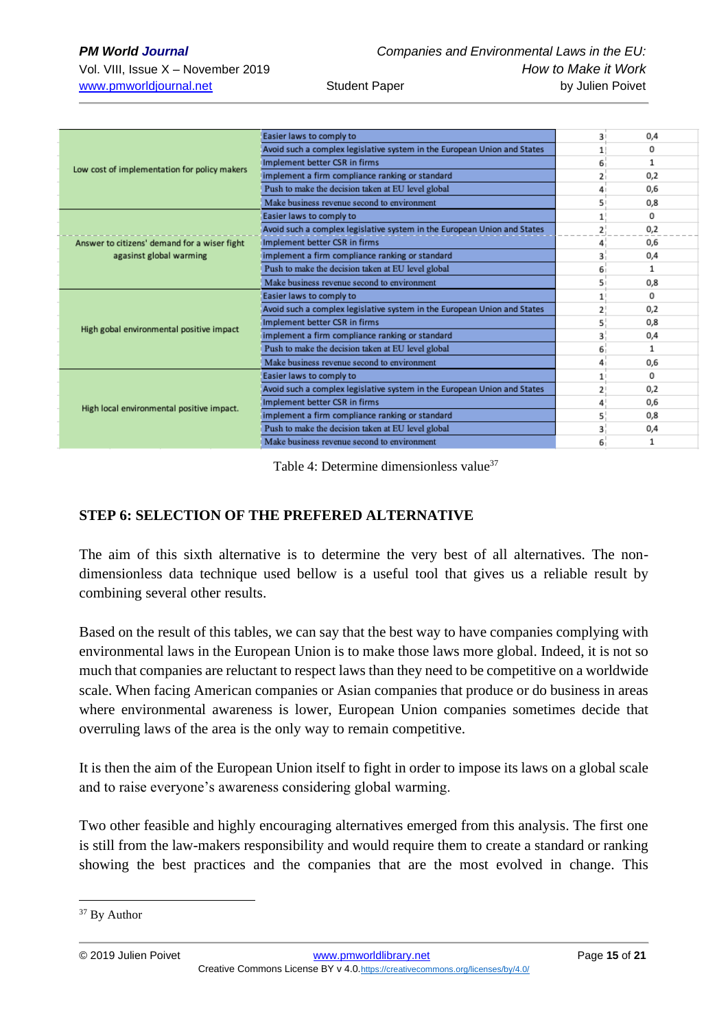| | | | |
|---|---|---|---|
| Low cost of implementation for policy makers | Easier laws to comply to | 3 | 0,4 |
| | Avoid such a complex legislative system in the European Union and States | 1 | 0 |
| | Implement better CSR in firms | 6 | 1 |
| | implement a firm compliance ranking or standard | 2 | 0,2 |
| | Push to make the decision taken at EU level global | 4 | 0,6 |
| | Make business revenue second to environment | 5 | 0,8 |
| Answer to citizens' demand for a wiser fight agasinst global warming | Easier laws to comply to | 1 | 0 |
| | Avoid such a complex legislative system in the European Union and States | 2 | 0,2 |
| | Implement better CSR in firms | 4 | 0,6 |
| | implement a firm compliance ranking or standard | 3 | 0,4 |
| | Push to make the decision taken at EU level global | 6 | 1 |
| | Make business revenue second to environment | 5 | 0,8 |
| High gobal environmental positive impact | Easier laws to comply to | 1 | 0 |
| | Avoid such a complex legislative system in the European Union and States | 2 | 0,2 |
| | Implement better CSR in firms | 5 | 0,8 |
| | implement a firm compliance ranking or standard | 3 | 0,4 |
| | Push to make the decision taken at EU level global | 6 | 1 |
| | Make business revenue second to environment | 4 | 0,6 |
| High local environmental positive impact. | Easier laws to comply to | 1 | 0 |
| | Avoid such a complex legislative system in the European Union and States | 2 | 0,2 |
| | Implement better CSR in firms | 4 | 0,6 |
| | implement a firm compliance ranking or standard | 5 | 0,8 |
| | Push to make the decision taken at EU level global | 3 | 0,4 |
| | Make business revenue second to environment | 6 | 1 |

Table 4: Determine dimensionless value[37]

## STEP 6: SELECTION OF THE PREFERED ALTERNATIVE

The aim of this sixth alternative is to determine the very best of all alternatives. The non-dimensionless data technique used bellow is a useful tool that gives us a reliable result by combining several other results.

Based on the result of this tables, we can say that the best way to have companies complying with environmental laws in the European Union is to make those laws more global. Indeed, it is not so much that companies are reluctant to respect laws than they need to be competitive on a worldwide scale. When facing American companies or Asian companies that produce or do business in areas where environmental awareness is lower, European Union companies sometimes decide that overruling laws of the area is the only way to remain competitive.

It is then the aim of the European Union itself to fight in order to impose its laws on a global scale and to raise everyone's awareness considering global warming.

Two other feasible and highly encouraging alternatives emerged from this analysis. The first one is still from the law-makers responsibility and would require them to create a standard or ranking showing the best practices and the companies that are the most evolved in change. This

[37] By Author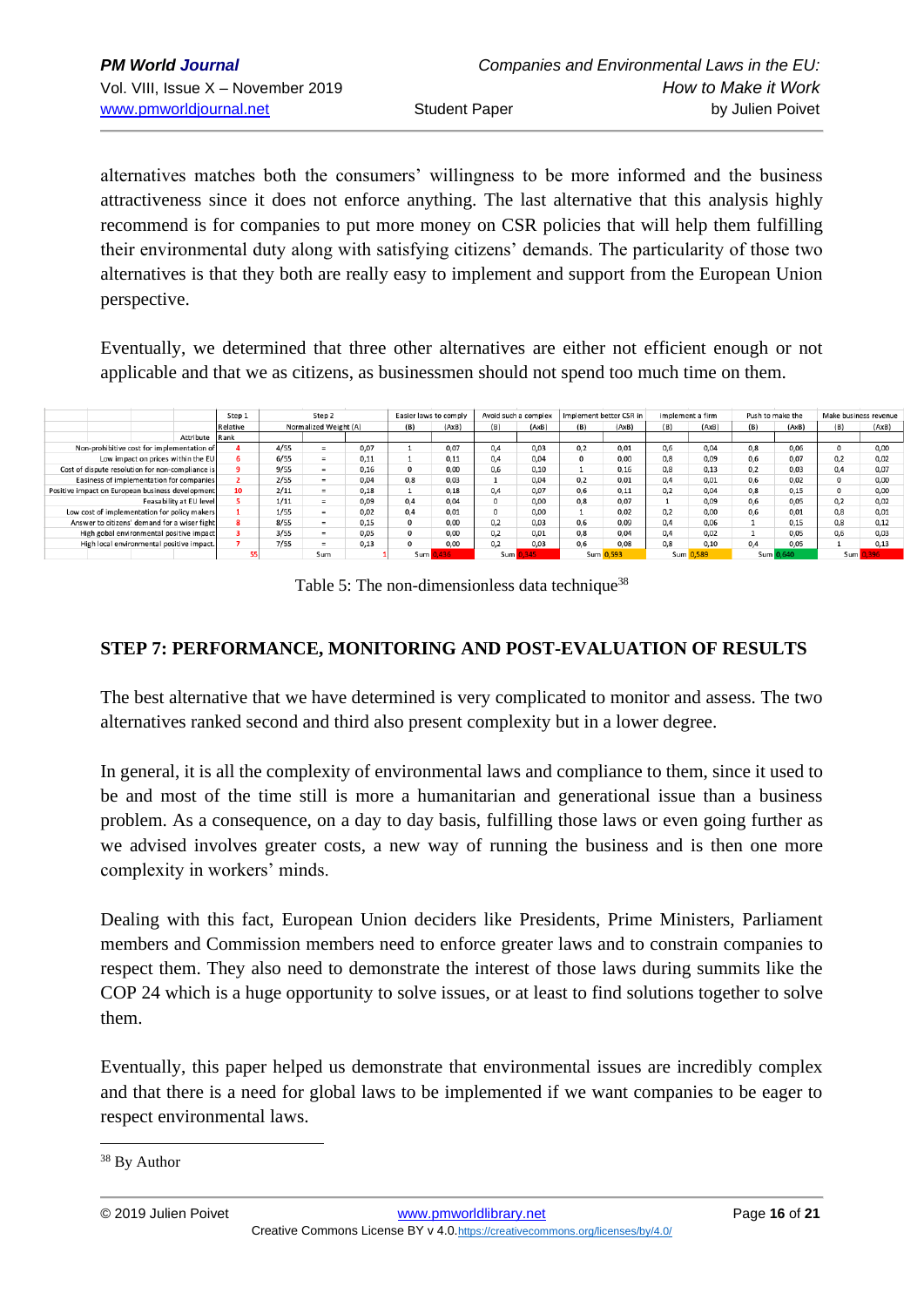alternatives matches both the consumers' willingness to be more informed and the business attractiveness since it does not enforce anything. The last alternative that this analysis highly recommend is for companies to put more money on CSR policies that will help them fulfilling their environmental duty along with satisfying citizens' demands. The particularity of those two alternatives is that they both are really easy to implement and support from the European Union perspective.

Eventually, we determined that three other alternatives are either not efficient enough or not applicable and that we as citizens, as businessmen should not spend too much time on them.

| | Step 1 | Step 2 | | | Easier laws to comply | | Avoid such a complex | | Implement better CSR in | | Implement a firm | | Push to make the | | Make business revenue | |
|---|---|---|---|---|---|---|---|---|---|---|---|---|---|---|---|---|
| | Relative | Normalized Weight (A) | | | (B) | (AxB) | (B) | (AxB) | (B) | (AxB) | (B) | (AxB) | (B) | (AxB) | (B) | (AxB) |
| Attribute | Rank | | | | | | | | | | | | | | | |
| Non-prohibitive cost for implementation of | 4 | 4/55 | = | 0,07 | 1 | 0,07 | 0,4 | 0,03 | 0,2 | 0,01 | 0,6 | 0,04 | 0,8 | 0,06 | 0 | 0,00 |
| Low impact on prices within the EU | 6 | 6/55 | = | 0,11 | 1 | 0,11 | 0,4 | 0,04 | 0 | 0,00 | 0,8 | 0,09 | 0,6 | 0,07 | 0,2 | 0,02 |
| Cost of dispute resolution for non-compliance is | 9 | 9/55 | = | 0,16 | 0 | 0,00 | 0,6 | 0,10 | 1 | 0,16 | 0,8 | 0,13 | 0,2 | 0,03 | 0,4 | 0,07 |
| Easiness of implementation for companies | 2 | 2/55 | = | 0,04 | 0,8 | 0,03 | 1 | 0,04 | 0,2 | 0,01 | 0,4 | 0,01 | 0,6 | 0,02 | 0 | 0,00 |
| Positive impact on European business development | 10 | 2/11 | = | 0,18 | 1 | 0,18 | 0,4 | 0,07 | 0,6 | 0,11 | 0,2 | 0,04 | 0,8 | 0,15 | 0 | 0,00 |
| Feasability at EU level | 5 | 1/11 | = | 0,09 | 0,4 | 0,04 | 0 | 0,00 | 0,8 | 0,07 | 1 | 0,09 | 0,6 | 0,05 | 0,2 | 0,02 |
| Low cost of implementation for policy makers | 1 | 1/55 | = | 0,02 | 0,4 | 0,01 | 0 | 0,00 | 1 | 0,02 | 0,2 | 0,00 | 0,6 | 0,01 | 0,8 | 0,01 |
| Answer to citizens' demand for a wiser fight | 8 | 8/55 | = | 0,15 | 0 | 0,00 | 0,2 | 0,03 | 0,6 | 0,09 | 0,4 | 0,06 | 1 | 0,15 | 0,8 | 0,12 |
| High gobal environmental positive impact | 3 | 3/55 | = | 0,05 | 0 | 0,00 | 0,2 | 0,01 | 0,8 | 0,04 | 0,4 | 0,02 | 1 | 0,05 | 0,6 | 0,03 |
| High local environmental positive impact. | 7 | 7/55 | = | 0,13 | 0 | 0,00 | 0,2 | 0,03 | 0,6 | 0,08 | 0,8 | 0,10 | 0,4 | 0,05 | 1 | 0,13 |
| | 55 | | Sum | 1 | Sum | 0,436 | Sum | 0,345 | Sum | 0,593 | Sum | 0,589 | Sum | 0,640 | Sum | 0,396 |

Table 5: The non-dimensionless data technique[38]

## STEP 7: PERFORMANCE, MONITORING AND POST-EVALUATION OF RESULTS

The best alternative that we have determined is very complicated to monitor and assess. The two alternatives ranked second and third also present complexity but in a lower degree.

In general, it is all the complexity of environmental laws and compliance to them, since it used to be and most of the time still is more a humanitarian and generational issue than a business problem. As a consequence, on a day to day basis, fulfilling those laws or even going further as we advised involves greater costs, a new way of running the business and is then one more complexity in workers' minds.

Dealing with this fact, European Union deciders like Presidents, Prime Ministers, Parliament members and Commission members need to enforce greater laws and to constrain companies to respect them. They also need to demonstrate the interest of those laws during summits like the COP 24 which is a huge opportunity to solve issues, or at least to find solutions together to solve them.

Eventually, this paper helped us demonstrate that environmental issues are incredibly complex and that there is a need for global laws to be implemented if we want companies to be eager to respect environmental laws.

---

[38] By Author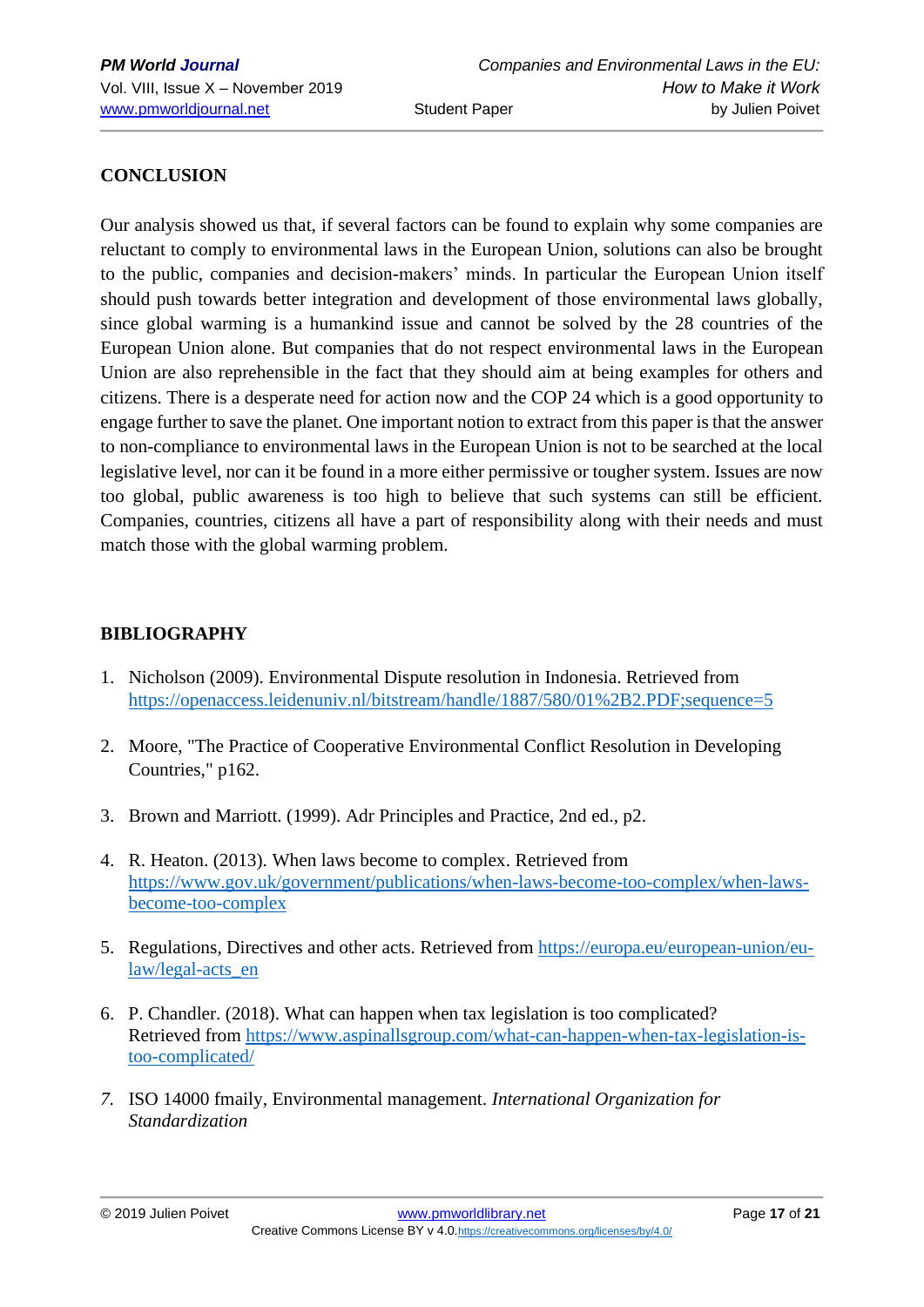## CONCLUSION

Our analysis showed us that, if several factors can be found to explain why some companies are reluctant to comply to environmental laws in the European Union, solutions can also be brought to the public, companies and decision-makers' minds. In particular the European Union itself should push towards better integration and development of those environmental laws globally, since global warming is a humankind issue and cannot be solved by the 28 countries of the European Union alone. But companies that do not respect environmental laws in the European Union are also reprehensible in the fact that they should aim at being examples for others and citizens. There is a desperate need for action now and the COP 24 which is a good opportunity to engage further to save the planet. One important notion to extract from this paper is that the answer to non-compliance to environmental laws in the European Union is not to be searched at the local legislative level, nor can it be found in a more either permissive or tougher system. Issues are now too global, public awareness is too high to believe that such systems can still be efficient. Companies, countries, citizens all have a part of responsibility along with their needs and must match those with the global warming problem.

## BIBLIOGRAPHY

1. Nicholson (2009). Environmental Dispute resolution in Indonesia. Retrieved from https://openaccess.leidenuniv.nl/bitstream/handle/1887/580/01%2B2.PDF;sequence=5

2. Moore, "The Practice of Cooperative Environmental Conflict Resolution in Developing Countries," p162.

3. Brown and Marriott. (1999). Adr Principles and Practice, 2nd ed., p2.

4. R. Heaton. (2013). When laws become to complex. Retrieved from https://www.gov.uk/government/publications/when-laws-become-too-complex/when-laws-become-too-complex

5. Regulations, Directives and other acts. Retrieved from https://europa.eu/european-union/eu-law/legal-acts_en

6. P. Chandler. (2018). What can happen when tax legislation is too complicated? Retrieved from https://www.aspinallsgroup.com/what-can-happen-when-tax-legislation-is-too-complicated/

7. ISO 14000 fmaily, Environmental management. *International Organization for Standardization*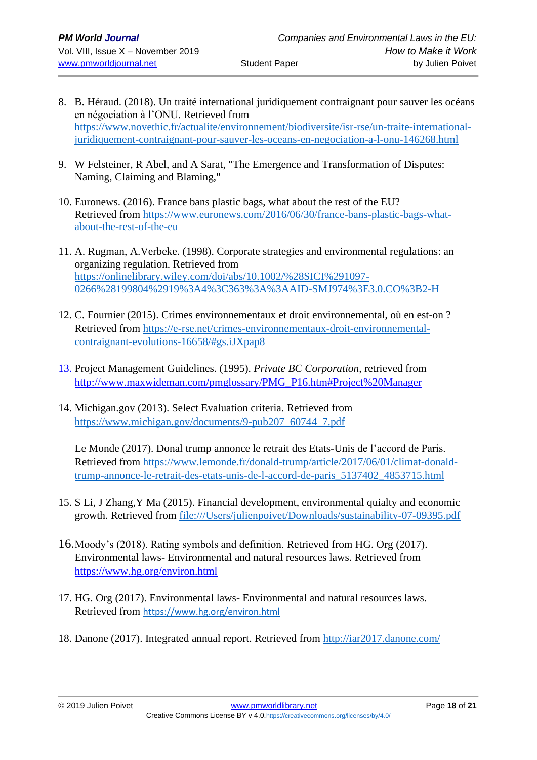8. B. Héraud. (2018). Un traité international juridiquement contraignant pour sauver les océans en négociation à l'ONU. Retrieved from https://www.novethic.fr/actualite/environnement/biodiversite/isr-rse/un-traite-international-juridiquement-contraignant-pour-sauver-les-oceans-en-negociation-a-l-onu-146268.html

9. W Felsteiner, R Abel, and A Sarat, "The Emergence and Transformation of Disputes: Naming, Claiming and Blaming,"

10. Euronews. (2016). France bans plastic bags, what about the rest of the EU? Retrieved from https://www.euronews.com/2016/06/30/france-bans-plastic-bags-what-about-the-rest-of-the-eu

11. A. Rugman, A.Verbeke. (1998). Corporate strategies and environmental regulations: an organizing regulation. Retrieved from https://onlinelibrary.wiley.com/doi/abs/10.1002/%28SICI%291097-0266%28199804%2919%3A4%3C363%3A%3AAID-SMJ974%3E3.0.CO%3B2-H

12. C. Fournier (2015). Crimes environnementaux et droit environnemental, où en est-on ? Retrieved from https://e-rse.net/crimes-environnementaux-droit-environnemental-contraignant-evolutions-16658/#gs.iJXpap8

13. Project Management Guidelines. (1995). *Private BC Corporation,* retrieved from http://www.maxwideman.com/pmglossary/PMG_P16.htm#Project%20Manager

14. Michigan.gov (2013). Select Evaluation criteria. Retrieved from https://www.michigan.gov/documents/9-pub207_60744_7.pdf

    Le Monde (2017). Donal trump annonce le retrait des Etats-Unis de l'accord de Paris. Retrieved from https://www.lemonde.fr/donald-trump/article/2017/06/01/climat-donald-trump-annonce-le-retrait-des-etats-unis-de-l-accord-de-paris_5137402_4853715.html

15. S Li, J Zhang,Y Ma (2015). Financial development, environmental quialty and economic growth. Retrieved from file:///Users/julienpoivet/Downloads/sustainability-07-09395.pdf

16. Moody's (2018). Rating symbols and definition. Retrieved from HG. Org (2017). Environmental laws- Environmental and natural resources laws. Retrieved from https://www.hg.org/environ.html

17. HG. Org (2017). Environmental laws- Environmental and natural resources laws. Retrieved from https://www.hg.org/environ.html

18. Danone (2017). Integrated annual report. Retrieved from http://iar2017.danone.com/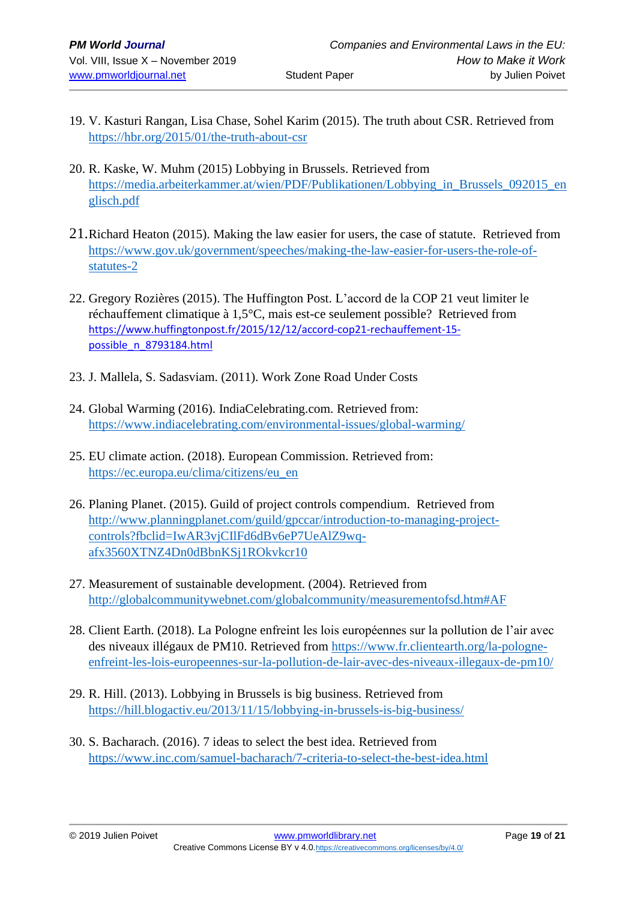19. V. Kasturi Rangan, Lisa Chase, Sohel Karim (2015). The truth about CSR. Retrieved from https://hbr.org/2015/01/the-truth-about-csr

20. R. Kaske, W. Muhm (2015) Lobbying in Brussels. Retrieved from https://media.arbeiterkammer.at/wien/PDF/Publikationen/Lobbying_in_Brussels_092015_englisch.pdf

21. Richard Heaton (2015). Making the law easier for users, the case of statute. Retrieved from https://www.gov.uk/government/speeches/making-the-law-easier-for-users-the-role-of-statutes-2

22. Gregory Rozières (2015). The Huffington Post. L'accord de la COP 21 veut limiter le réchauffement climatique à 1,5°C, mais est-ce seulement possible? Retrieved from https://www.huffingtonpost.fr/2015/12/12/accord-cop21-rechauffement-15-possible_n_8793184.html

23. J. Mallela, S. Sadasviam. (2011). Work Zone Road Under Costs

24. Global Warming (2016). IndiaCelebrating.com. Retrieved from: https://www.indiacelebrating.com/environmental-issues/global-warming/

25. EU climate action. (2018). European Commission. Retrieved from: https://ec.europa.eu/clima/citizens/eu_en

26. Planing Planet. (2015). Guild of project controls compendium. Retrieved from http://www.planningplanet.com/guild/gpccar/introduction-to-managing-project-controls?fbclid=IwAR3vjCIlFd6dBv6eP7UeAlZ9wq-afx3560XTNZ4Dn0dBbnKSj1ROkvkcr10

27. Measurement of sustainable development. (2004). Retrieved from http://globalcommunitywebnet.com/globalcommunity/measurementofsd.htm#AF

28. Client Earth. (2018). La Pologne enfreint les lois européennes sur la pollution de l'air avec des niveaux illégaux de PM10. Retrieved from https://www.fr.clientearth.org/la-pologne-enfreint-les-lois-europeennes-sur-la-pollution-de-lair-avec-des-niveaux-illegaux-de-pm10/

29. R. Hill. (2013). Lobbying in Brussels is big business. Retrieved from https://hill.blogactiv.eu/2013/11/15/lobbying-in-brussels-is-big-business/

30. S. Bacharach. (2016). 7 ideas to select the best idea. Retrieved from https://www.inc.com/samuel-bacharach/7-criteria-to-select-the-best-idea.html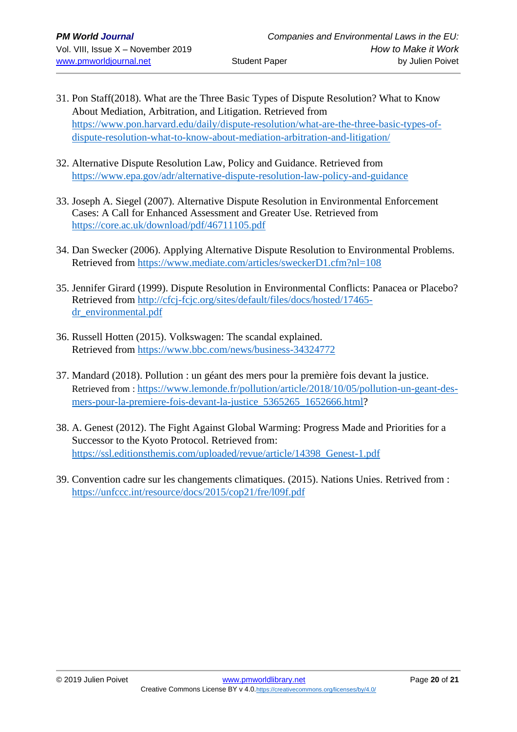31. Pon Staff(2018). What are the Three Basic Types of Dispute Resolution? What to Know About Mediation, Arbitration, and Litigation. Retrieved from https://www.pon.harvard.edu/daily/dispute-resolution/what-are-the-three-basic-types-of-dispute-resolution-what-to-know-about-mediation-arbitration-and-litigation/

32. Alternative Dispute Resolution Law, Policy and Guidance. Retrieved from https://www.epa.gov/adr/alternative-dispute-resolution-law-policy-and-guidance

33. Joseph A. Siegel (2007). Alternative Dispute Resolution in Environmental Enforcement Cases: A Call for Enhanced Assessment and Greater Use. Retrieved from https://core.ac.uk/download/pdf/46711105.pdf

34. Dan Swecker (2006). Applying Alternative Dispute Resolution to Environmental Problems. Retrieved from https://www.mediate.com/articles/sweckerD1.cfm?nl=108

35. Jennifer Girard (1999). Dispute Resolution in Environmental Conflicts: Panacea or Placebo? Retrieved from http://cfcj-fcjc.org/sites/default/files/docs/hosted/17465-dr_environmental.pdf

36. Russell Hotten (2015). Volkswagen: The scandal explained. Retrieved from https://www.bbc.com/news/business-34324772

37. Mandard (2018). Pollution : un géant des mers pour la première fois devant la justice. Retrieved from : https://www.lemonde.fr/pollution/article/2018/10/05/pollution-un-geant-des-mers-pour-la-premiere-fois-devant-la-justice_5365265_1652666.html?

38. A. Genest (2012). The Fight Against Global Warming: Progress Made and Priorities for a Successor to the Kyoto Protocol. Retrieved from: https://ssl.editionsthemis.com/uploaded/revue/article/14398_Genest-1.pdf

39. Convention cadre sur les changements climatiques. (2015). Nations Unies. Retrived from : https://unfccc.int/resource/docs/2015/cop21/fre/l09f.pdf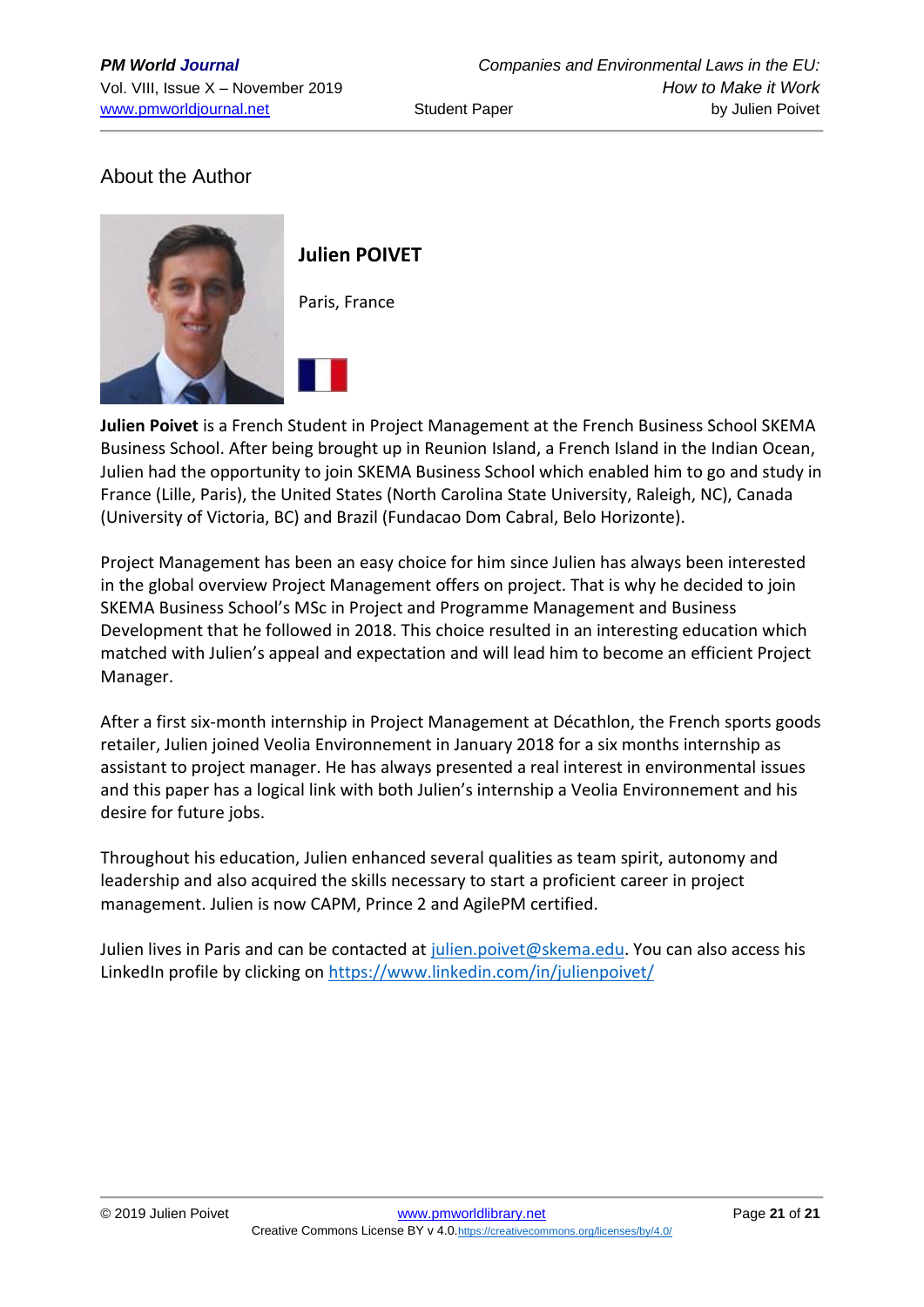## About the Author

**Julien POIVET**

Paris, France

**Julien Poivet** is a French Student in Project Management at the French Business School SKEMA Business School. After being brought up in Reunion Island, a French Island in the Indian Ocean, Julien had the opportunity to join SKEMA Business School which enabled him to go and study in France (Lille, Paris), the United States (North Carolina State University, Raleigh, NC), Canada (University of Victoria, BC) and Brazil (Fundacao Dom Cabral, Belo Horizonte).

Project Management has been an easy choice for him since Julien has always been interested in the global overview Project Management offers on project. That is why he decided to join SKEMA Business School's MSc in Project and Programme Management and Business Development that he followed in 2018. This choice resulted in an interesting education which matched with Julien's appeal and expectation and will lead him to become an efficient Project Manager.

After a first six-month internship in Project Management at Décathlon, the French sports goods retailer, Julien joined Veolia Environnement in January 2018 for a six months internship as assistant to project manager. He has always presented a real interest in environmental issues and this paper has a logical link with both Julien's internship a Veolia Environnement and his desire for future jobs.

Throughout his education, Julien enhanced several qualities as team spirit, autonomy and leadership and also acquired the skills necessary to start a proficient career in project management. Julien is now CAPM, Prince 2 and AgilePM certified.

Julien lives in Paris and can be contacted at julien.poivet@skema.edu. You can also access his LinkedIn profile by clicking on https://www.linkedin.com/in/julienpoivet/